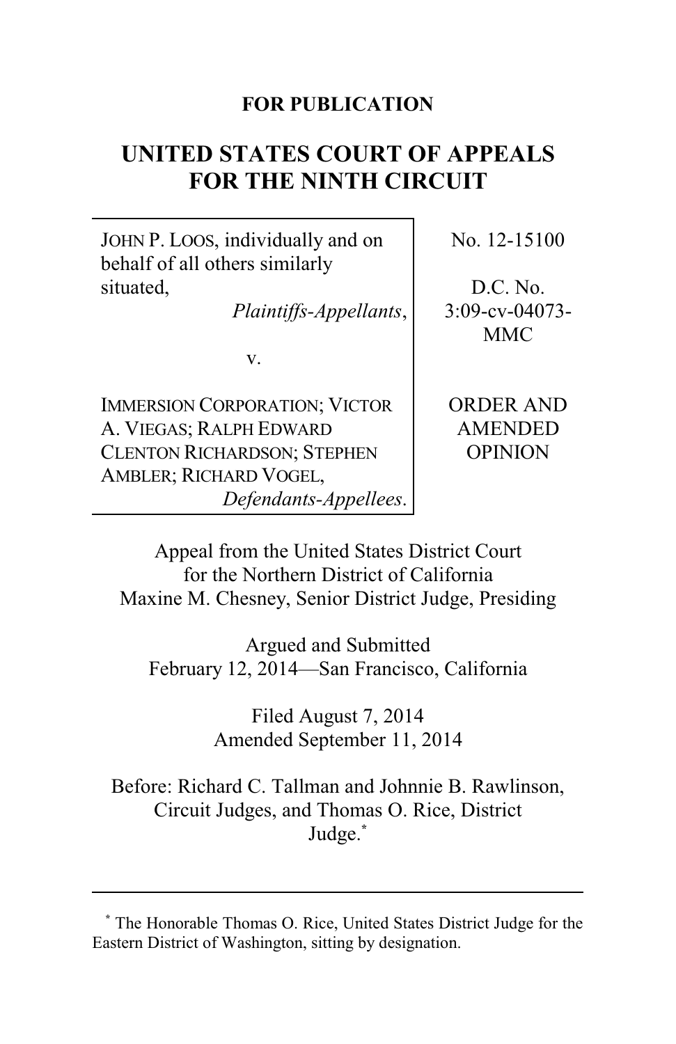**FOR PUBLICATION**

# UNITED STATES COURT OF APPEALS FOR THE NINTH CIRCUIT

| | |
|---|---|
| JOHN P. LOOS, individually and on behalf of all others similarly situated, *Plaintiffs-Appellants*, <br><br> v. <br><br> IMMERSION CORPORATION; VICTOR A. VIEGAS; RALPH EDWARD CLENTON RICHARDSON; STEPHEN AMBLER; RICHARD VOGEL, *Defendants-Appellees*. | No. 12-15100 <br><br> D.C. No. 3:09-cv-04073-MMC <br><br> ORDER AND AMENDED OPINION |

Appeal from the United States District Court for the Northern District of California
Maxine M. Chesney, Senior District Judge, Presiding

Argued and Submitted
February 12, 2014—San Francisco, California

Filed August 7, 2014
Amended September 11, 2014

Before: Richard C. Tallman and Johnnie B. Rawlinson, Circuit Judges, and Thomas O. Rice, District Judge.*

---

* The Honorable Thomas O. Rice, United States District Judge for the Eastern District of Washington, sitting by designation.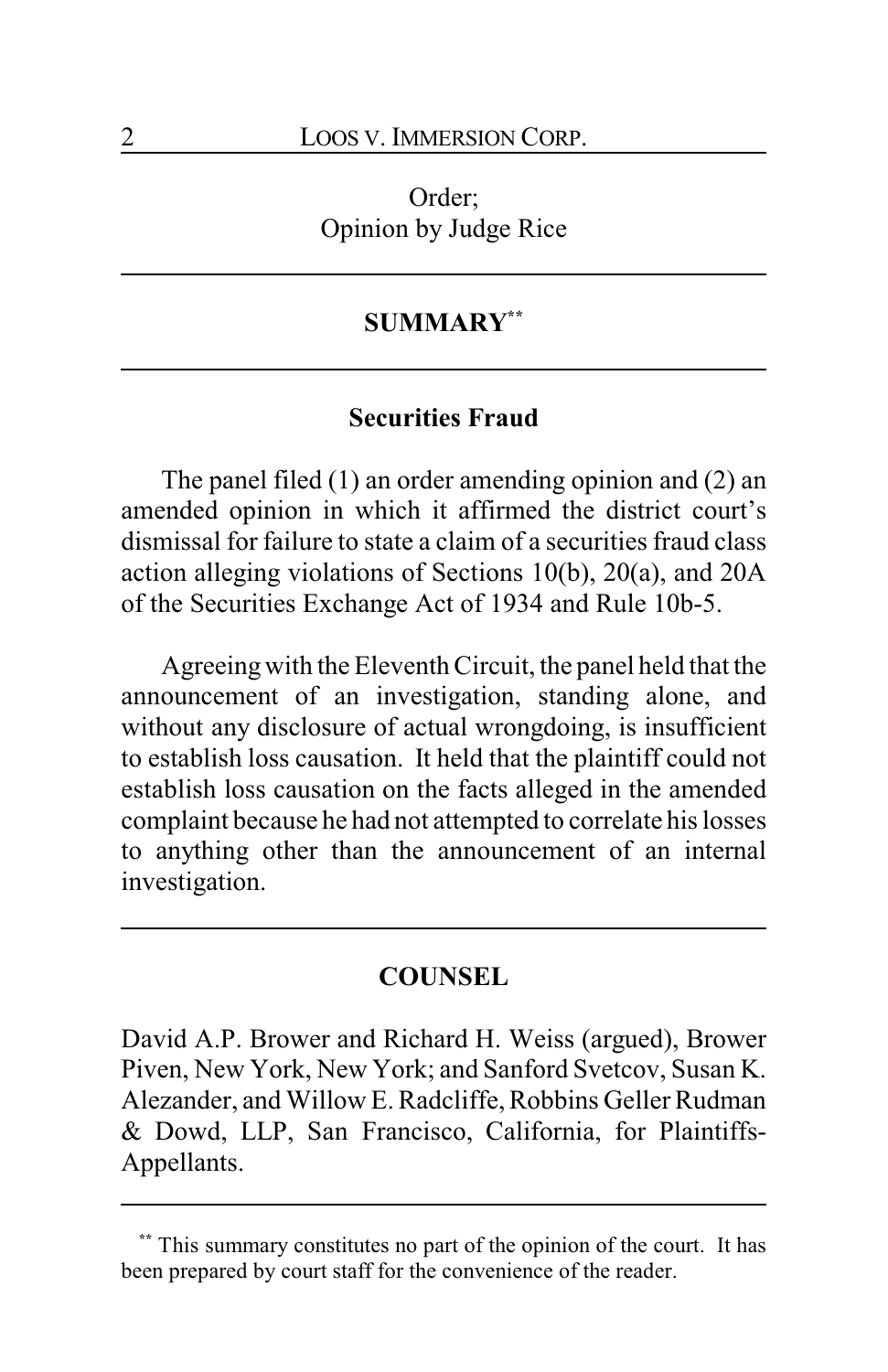Order;
Opinion by Judge Rice

## SUMMARY[**]

### Securities Fraud

The panel filed (1) an order amending opinion and (2) an amended opinion in which it affirmed the district court's dismissal for failure to state a claim of a securities fraud class action alleging violations of Sections 10(b), 20(a), and 20A of the Securities Exchange Act of 1934 and Rule 10b-5.

Agreeing with the Eleventh Circuit, the panel held that the announcement of an investigation, standing alone, and without any disclosure of actual wrongdoing, is insufficient to establish loss causation. It held that the plaintiff could not establish loss causation on the facts alleged in the amended complaint because he had not attempted to correlate his losses to anything other than the announcement of an internal investigation.

## COUNSEL

David A.P. Brower and Richard H. Weiss (argued), Brower Piven, New York, New York; and Sanford Svetcov, Susan K. Alezander, and Willow E. Radcliffe, Robbins Geller Rudman & Dowd, LLP, San Francisco, California, for Plaintiffs-Appellants.

---

[**] This summary constitutes no part of the opinion of the court. It has been prepared by court staff for the convenience of the reader.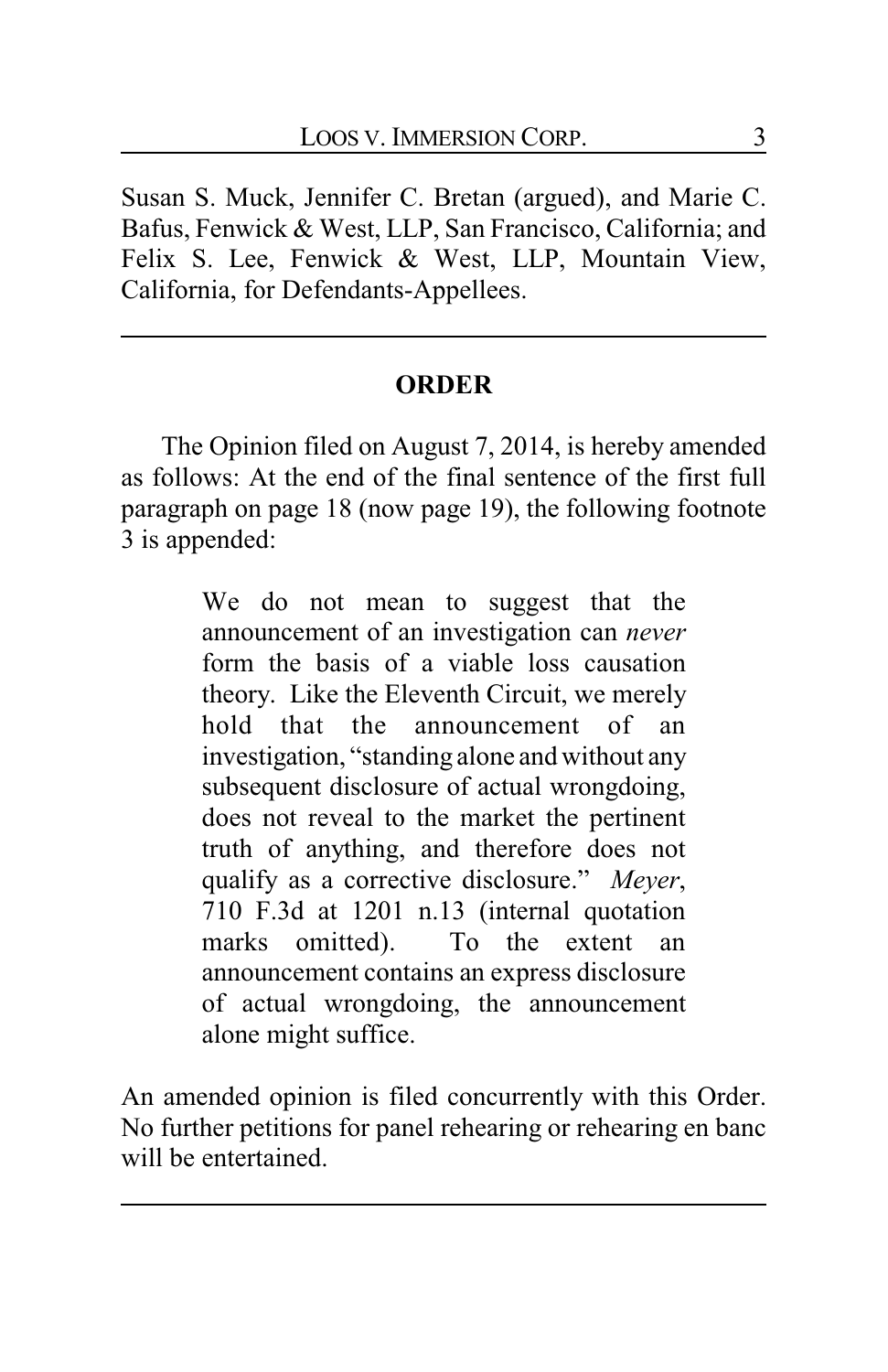Susan S. Muck, Jennifer C. Bretan (argued), and Marie C. Bafus, Fenwick & West, LLP, San Francisco, California; and Felix S. Lee, Fenwick & West, LLP, Mountain View, California, for Defendants-Appellees.

---

## ORDER

The Opinion filed on August 7, 2014, is hereby amended as follows: At the end of the final sentence of the first full paragraph on page 18 (now page 19), the following footnote 3 is appended:

> We do not mean to suggest that the announcement of an investigation can *never* form the basis of a viable loss causation theory. Like the Eleventh Circuit, we merely hold that the announcement of an investigation, "standing alone and without any subsequent disclosure of actual wrongdoing, does not reveal to the market the pertinent truth of anything, and therefore does not qualify as a corrective disclosure." *Meyer*, 710 F.3d at 1201 n.13 (internal quotation marks omitted). To the extent an announcement contains an express disclosure of actual wrongdoing, the announcement alone might suffice.

An amended opinion is filed concurrently with this Order. No further petitions for panel rehearing or rehearing en banc will be entertained.

---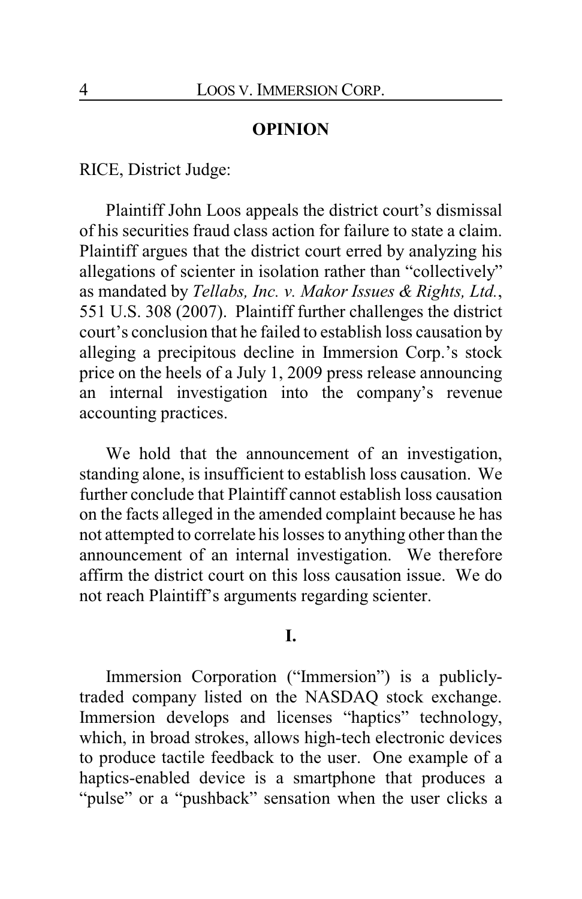## OPINION

RICE, District Judge:

Plaintiff John Loos appeals the district court's dismissal of his securities fraud class action for failure to state a claim. Plaintiff argues that the district court erred by analyzing his allegations of scienter in isolation rather than "collectively" as mandated by *Tellabs, Inc. v. Makor Issues & Rights, Ltd.*, 551 U.S. 308 (2007). Plaintiff further challenges the district court's conclusion that he failed to establish loss causation by alleging a precipitous decline in Immersion Corp.'s stock price on the heels of a July 1, 2009 press release announcing an internal investigation into the company's revenue accounting practices.

We hold that the announcement of an investigation, standing alone, is insufficient to establish loss causation. We further conclude that Plaintiff cannot establish loss causation on the facts alleged in the amended complaint because he has not attempted to correlate his losses to anything other than the announcement of an internal investigation. We therefore affirm the district court on this loss causation issue. We do not reach Plaintiff's arguments regarding scienter.

## I.

Immersion Corporation ("Immersion") is a publicly-traded company listed on the NASDAQ stock exchange. Immersion develops and licenses "haptics" technology, which, in broad strokes, allows high-tech electronic devices to produce tactile feedback to the user. One example of a haptics-enabled device is a smartphone that produces a "pulse" or a "pushback" sensation when the user clicks a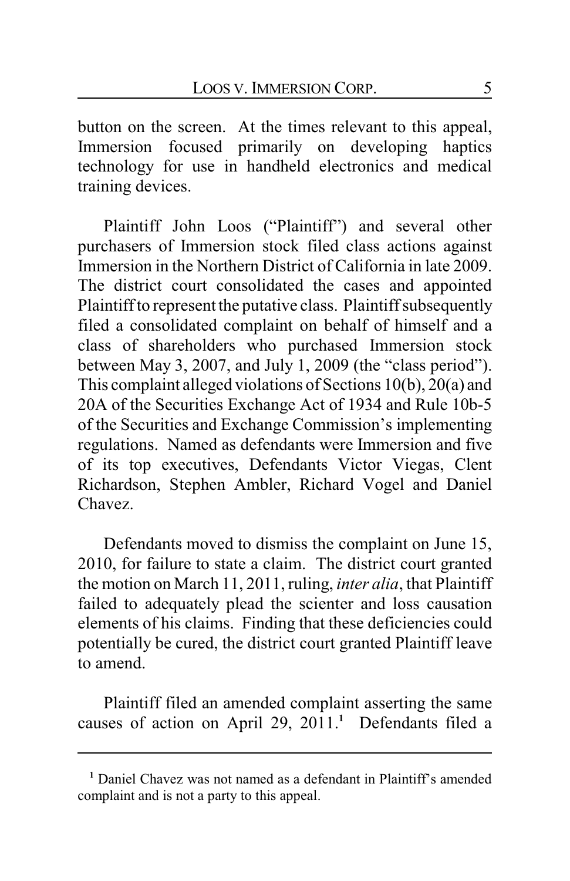button on the screen. At the times relevant to this appeal, Immersion focused primarily on developing haptics technology for use in handheld electronics and medical training devices.

Plaintiff John Loos ("Plaintiff") and several other purchasers of Immersion stock filed class actions against Immersion in the Northern District of California in late 2009. The district court consolidated the cases and appointed Plaintiff to represent the putative class. Plaintiff subsequently filed a consolidated complaint on behalf of himself and a class of shareholders who purchased Immersion stock between May 3, 2007, and July 1, 2009 (the "class period"). This complaint alleged violations of Sections 10(b), 20(a) and 20A of the Securities Exchange Act of 1934 and Rule 10b-5 of the Securities and Exchange Commission's implementing regulations. Named as defendants were Immersion and five of its top executives, Defendants Victor Viegas, Clent Richardson, Stephen Ambler, Richard Vogel and Daniel Chavez.

Defendants moved to dismiss the complaint on June 15, 2010, for failure to state a claim. The district court granted the motion on March 11, 2011, ruling, *inter alia*, that Plaintiff failed to adequately plead the scienter and loss causation elements of his claims. Finding that these deficiencies could potentially be cured, the district court granted Plaintiff leave to amend.

Plaintiff filed an amended complaint asserting the same causes of action on April 29, 2011.[1] Defendants filed a

[1] Daniel Chavez was not named as a defendant in Plaintiff's amended complaint and is not a party to this appeal.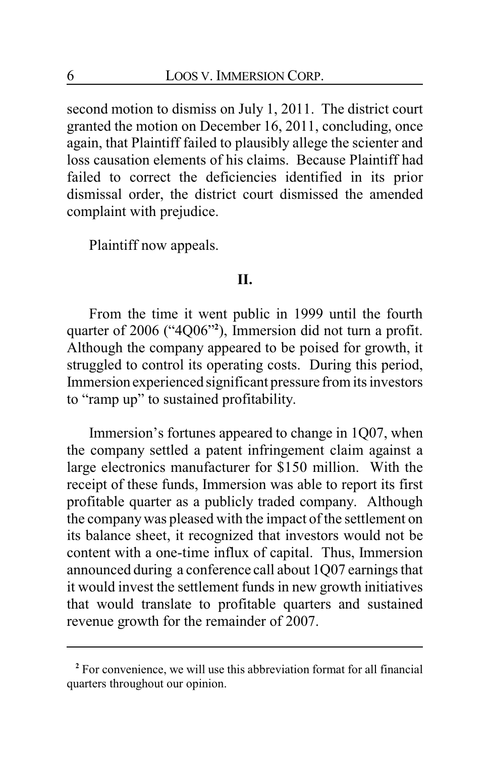second motion to dismiss on July 1, 2011. The district court granted the motion on December 16, 2011, concluding, once again, that Plaintiff failed to plausibly allege the scienter and loss causation elements of his claims. Because Plaintiff had failed to correct the deficiencies identified in its prior dismissal order, the district court dismissed the amended complaint with prejudice.

Plaintiff now appeals.

## II.

From the time it went public in 1999 until the fourth quarter of 2006 ("4Q06"[2]), Immersion did not turn a profit. Although the company appeared to be poised for growth, it struggled to control its operating costs. During this period, Immersion experienced significant pressure from its investors to "ramp up" to sustained profitability.

Immersion's fortunes appeared to change in 1Q07, when the company settled a patent infringement claim against a large electronics manufacturer for $150 million. With the receipt of these funds, Immersion was able to report its first profitable quarter as a publicly traded company. Although the company was pleased with the impact of the settlement on its balance sheet, it recognized that investors would not be content with a one-time influx of capital. Thus, Immersion announced during a conference call about 1Q07 earnings that it would invest the settlement funds in new growth initiatives that would translate to profitable quarters and sustained revenue growth for the remainder of 2007.

---

[2] For convenience, we will use this abbreviation format for all financial quarters throughout our opinion.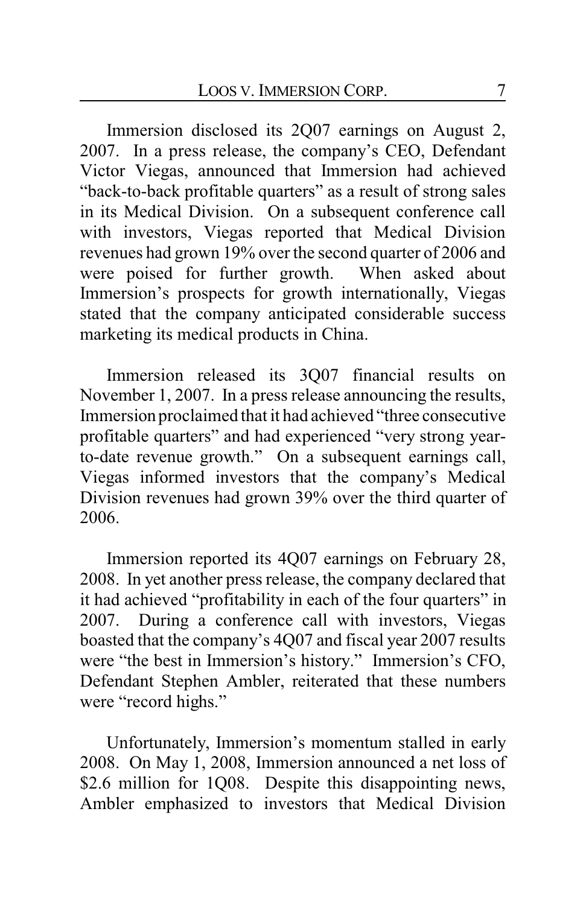Immersion disclosed its 2Q07 earnings on August 2, 2007. In a press release, the company's CEO, Defendant Victor Viegas, announced that Immersion had achieved "back-to-back profitable quarters" as a result of strong sales in its Medical Division. On a subsequent conference call with investors, Viegas reported that Medical Division revenues had grown 19% over the second quarter of 2006 and were poised for further growth. When asked about Immersion's prospects for growth internationally, Viegas stated that the company anticipated considerable success marketing its medical products in China.

Immersion released its 3Q07 financial results on November 1, 2007. In a press release announcing the results, Immersion proclaimed that it had achieved "three consecutive profitable quarters" and had experienced "very strong year-to-date revenue growth." On a subsequent earnings call, Viegas informed investors that the company's Medical Division revenues had grown 39% over the third quarter of 2006.

Immersion reported its 4Q07 earnings on February 28, 2008. In yet another press release, the company declared that it had achieved "profitability in each of the four quarters" in 2007. During a conference call with investors, Viegas boasted that the company's 4Q07 and fiscal year 2007 results were "the best in Immersion's history." Immersion's CFO, Defendant Stephen Ambler, reiterated that these numbers were "record highs."

Unfortunately, Immersion's momentum stalled in early 2008. On May 1, 2008, Immersion announced a net loss of \$2.6 million for 1Q08. Despite this disappointing news, Ambler emphasized to investors that Medical Division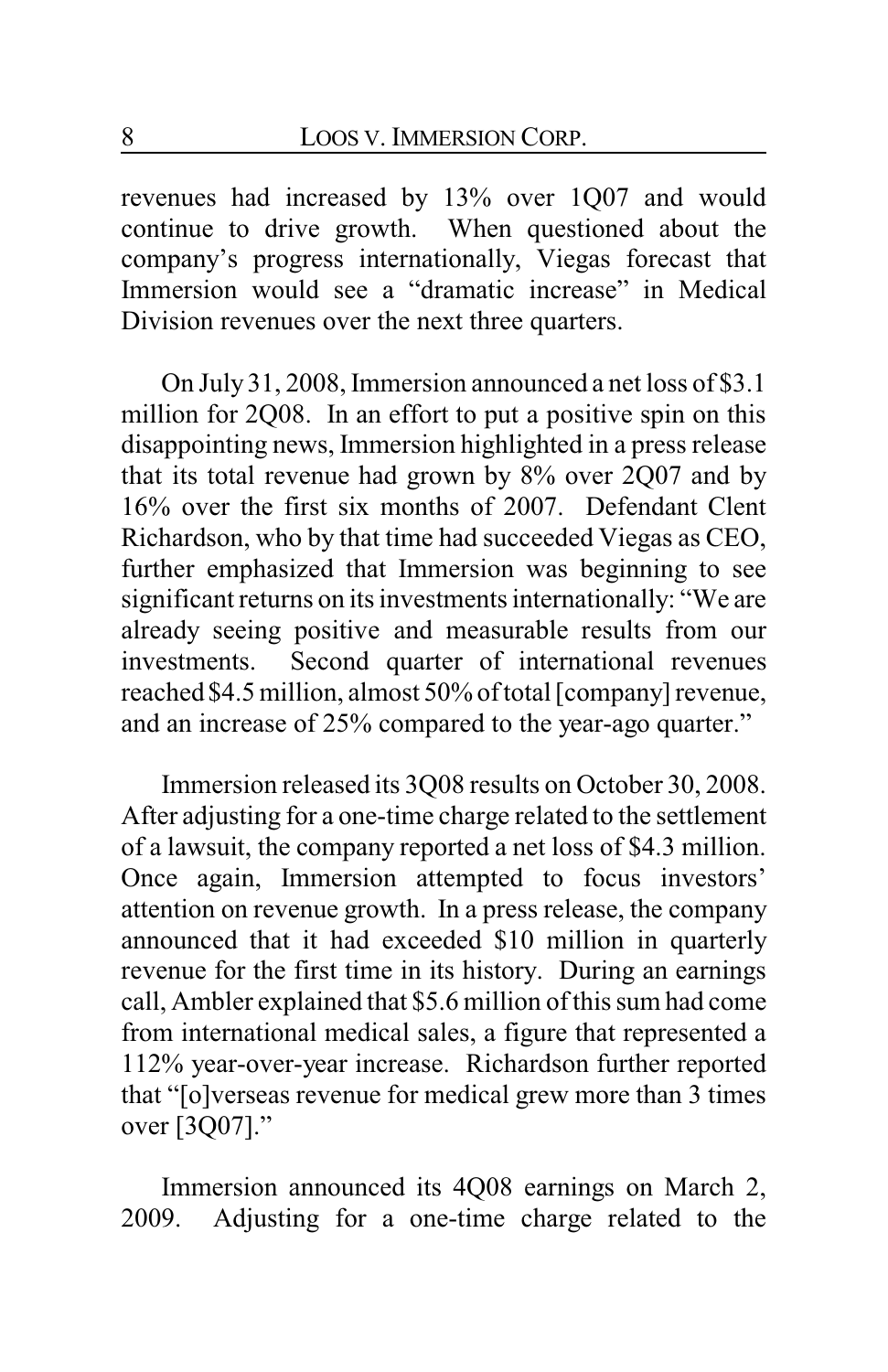revenues had increased by 13% over 1Q07 and would continue to drive growth. When questioned about the company's progress internationally, Viegas forecast that Immersion would see a "dramatic increase" in Medical Division revenues over the next three quarters.

On July 31, 2008, Immersion announced a net loss of $3.1 million for 2Q08. In an effort to put a positive spin on this disappointing news, Immersion highlighted in a press release that its total revenue had grown by 8% over 2Q07 and by 16% over the first six months of 2007. Defendant Clent Richardson, who by that time had succeeded Viegas as CEO, further emphasized that Immersion was beginning to see significant returns on its investments internationally: "We are already seeing positive and measurable results from our investments. Second quarter of international revenues reached $4.5 million, almost 50% of total [company] revenue, and an increase of 25% compared to the year-ago quarter."

Immersion released its 3Q08 results on October 30, 2008. After adjusting for a one-time charge related to the settlement of a lawsuit, the company reported a net loss of $4.3 million. Once again, Immersion attempted to focus investors' attention on revenue growth. In a press release, the company announced that it had exceeded $10 million in quarterly revenue for the first time in its history. During an earnings call, Ambler explained that $5.6 million of this sum had come from international medical sales, a figure that represented a 112% year-over-year increase. Richardson further reported that "[o]verseas revenue for medical grew more than 3 times over [3Q07]."

Immersion announced its 4Q08 earnings on March 2, 2009. Adjusting for a one-time charge related to the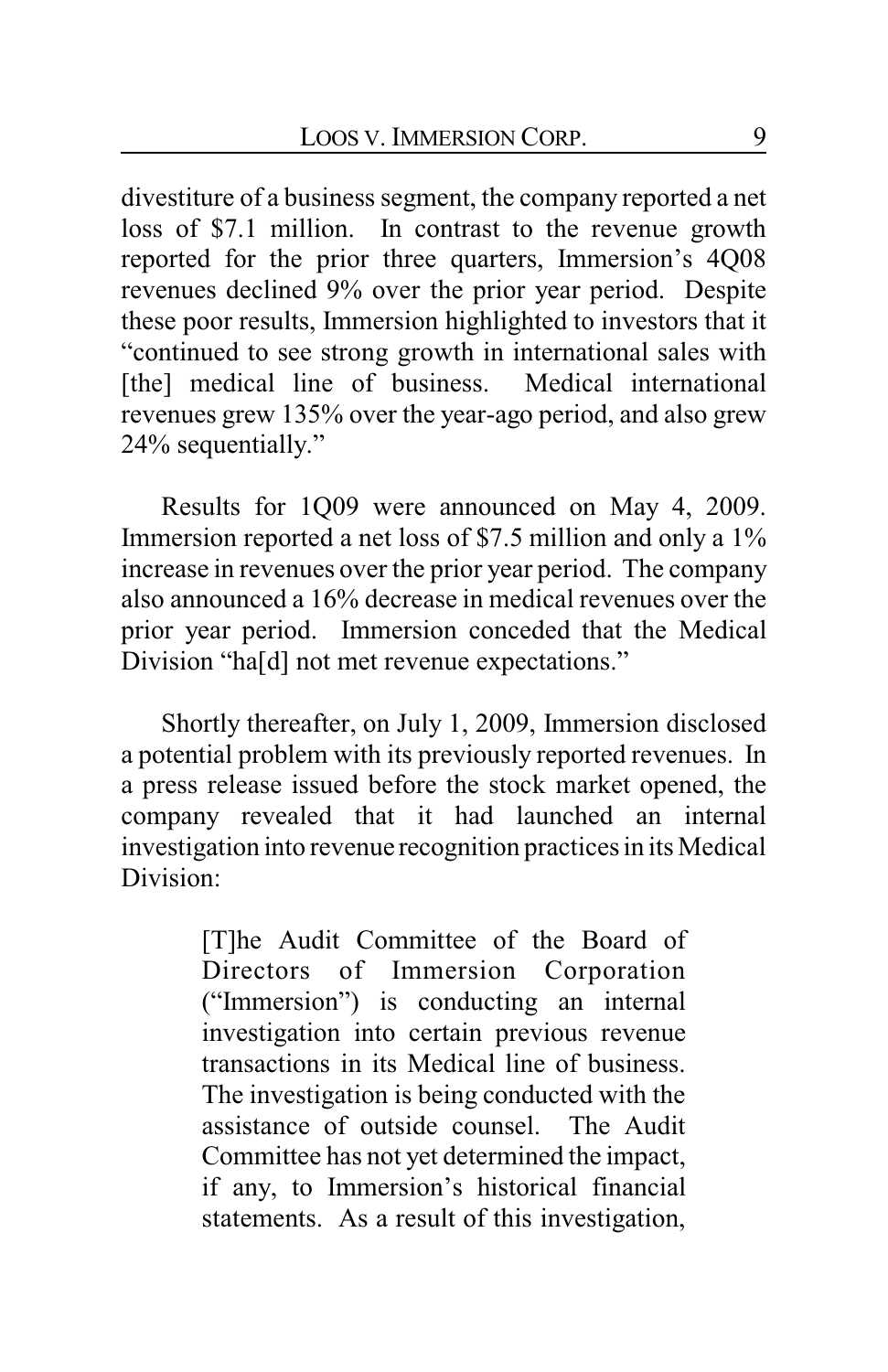divestiture of a business segment, the company reported a net loss of $7.1 million. In contrast to the revenue growth reported for the prior three quarters, Immersion's 4Q08 revenues declined 9% over the prior year period. Despite these poor results, Immersion highlighted to investors that it "continued to see strong growth in international sales with [the] medical line of business. Medical international revenues grew 135% over the year-ago period, and also grew 24% sequentially."

Results for 1Q09 were announced on May 4, 2009. Immersion reported a net loss of $7.5 million and only a 1% increase in revenues over the prior year period. The company also announced a 16% decrease in medical revenues over the prior year period. Immersion conceded that the Medical Division "ha[d] not met revenue expectations."

Shortly thereafter, on July 1, 2009, Immersion disclosed a potential problem with its previously reported revenues. In a press release issued before the stock market opened, the company revealed that it had launched an internal investigation into revenue recognition practices in its Medical Division:

> [T]he Audit Committee of the Board of Directors of Immersion Corporation ("Immersion") is conducting an internal investigation into certain previous revenue transactions in its Medical line of business. The investigation is being conducted with the assistance of outside counsel. The Audit Committee has not yet determined the impact, if any, to Immersion's historical financial statements. As a result of this investigation,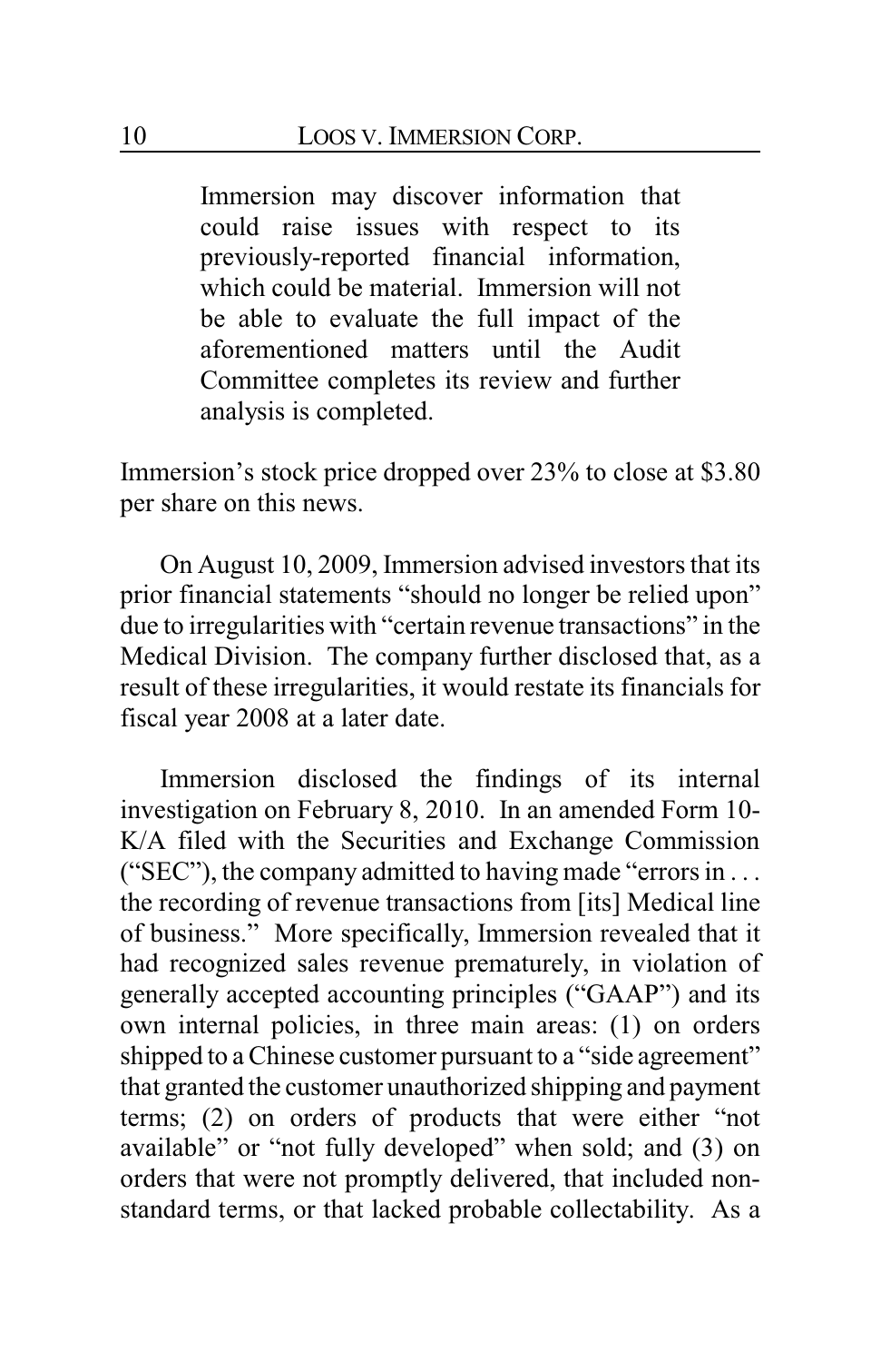> Immersion may discover information that could raise issues with respect to its previously-reported financial information, which could be material. Immersion will not be able to evaluate the full impact of the aforementioned matters until the Audit Committee completes its review and further analysis is completed.

Immersion's stock price dropped over 23% to close at $3.80 per share on this news.

On August 10, 2009, Immersion advised investors that its prior financial statements "should no longer be relied upon" due to irregularities with "certain revenue transactions" in the Medical Division. The company further disclosed that, as a result of these irregularities, it would restate its financials for fiscal year 2008 at a later date.

Immersion disclosed the findings of its internal investigation on February 8, 2010. In an amended Form 10-K/A filed with the Securities and Exchange Commission ("SEC"), the company admitted to having made "errors in . . . the recording of revenue transactions from [its] Medical line of business." More specifically, Immersion revealed that it had recognized sales revenue prematurely, in violation of generally accepted accounting principles ("GAAP") and its own internal policies, in three main areas: (1) on orders shipped to a Chinese customer pursuant to a "side agreement" that granted the customer unauthorized shipping and payment terms; (2) on orders of products that were either "not available" or "not fully developed" when sold; and (3) on orders that were not promptly delivered, that included non-standard terms, or that lacked probable collectability. As a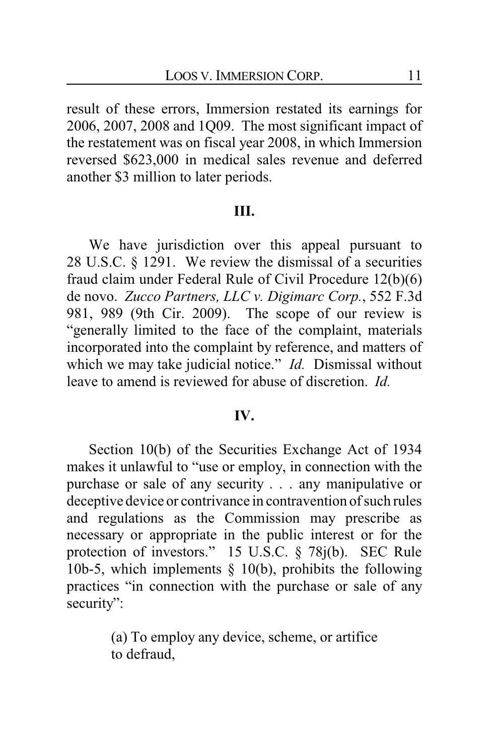result of these errors, Immersion restated its earnings for 2006, 2007, 2008 and 1Q09. The most significant impact of the restatement was on fiscal year 2008, in which Immersion reversed $623,000 in medical sales revenue and deferred another $3 million to later periods.

## III.

We have jurisdiction over this appeal pursuant to 28 U.S.C. § 1291. We review the dismissal of a securities fraud claim under Federal Rule of Civil Procedure 12(b)(6) de novo. *Zucco Partners, LLC v. Digimarc Corp.*, 552 F.3d 981, 989 (9th Cir. 2009). The scope of our review is "generally limited to the face of the complaint, materials incorporated into the complaint by reference, and matters of which we may take judicial notice." *Id.* Dismissal without leave to amend is reviewed for abuse of discretion. *Id.*

## IV.

Section 10(b) of the Securities Exchange Act of 1934 makes it unlawful to "use or employ, in connection with the purchase or sale of any security . . . any manipulative or deceptive device or contrivance in contravention of such rules and regulations as the Commission may prescribe as necessary or appropriate in the public interest or for the protection of investors." 15 U.S.C. § 78j(b). SEC Rule 10b-5, which implements § 10(b), prohibits the following practices "in connection with the purchase or sale of any security":

> (a) To employ any device, scheme, or artifice to defraud,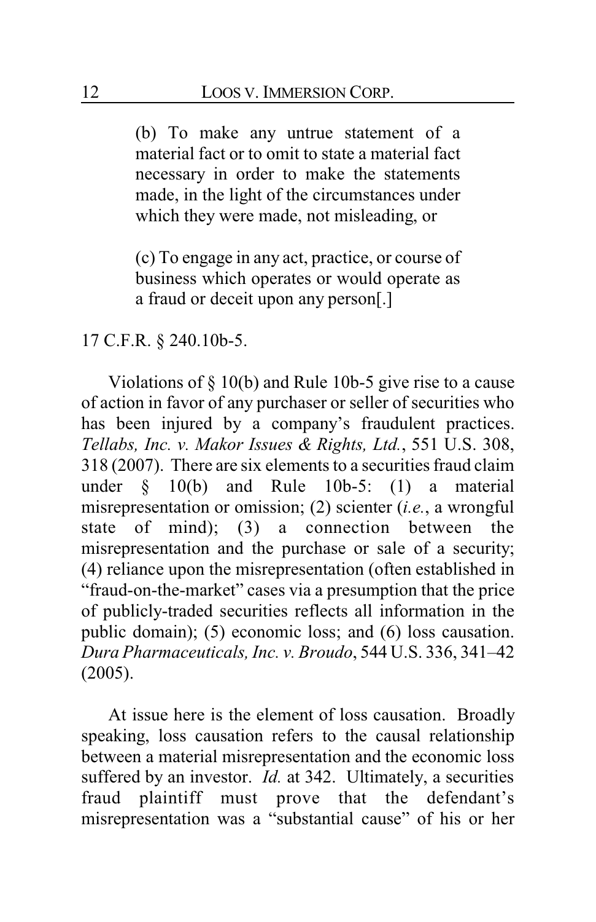> (b) To make any untrue statement of a material fact or to omit to state a material fact necessary in order to make the statements made, in the light of the circumstances under which they were made, not misleading, or
>
> (c) To engage in any act, practice, or course of business which operates or would operate as a fraud or deceit upon any person[.]

17 C.F.R. § 240.10b-5.

Violations of § 10(b) and Rule 10b-5 give rise to a cause of action in favor of any purchaser or seller of securities who has been injured by a company's fraudulent practices. *Tellabs, Inc. v. Makor Issues & Rights, Ltd.*, 551 U.S. 308, 318 (2007). There are six elements to a securities fraud claim under § 10(b) and Rule 10b-5: (1) a material misrepresentation or omission; (2) scienter (*i.e.*, a wrongful state of mind); (3) a connection between the misrepresentation and the purchase or sale of a security; (4) reliance upon the misrepresentation (often established in "fraud-on-the-market" cases via a presumption that the price of publicly-traded securities reflects all information in the public domain); (5) economic loss; and (6) loss causation. *Dura Pharmaceuticals, Inc. v. Broudo*, 544 U.S. 336, 341–42 (2005).

At issue here is the element of loss causation. Broadly speaking, loss causation refers to the causal relationship between a material misrepresentation and the economic loss suffered by an investor. *Id.* at 342. Ultimately, a securities fraud plaintiff must prove that the defendant's misrepresentation was a "substantial cause" of his or her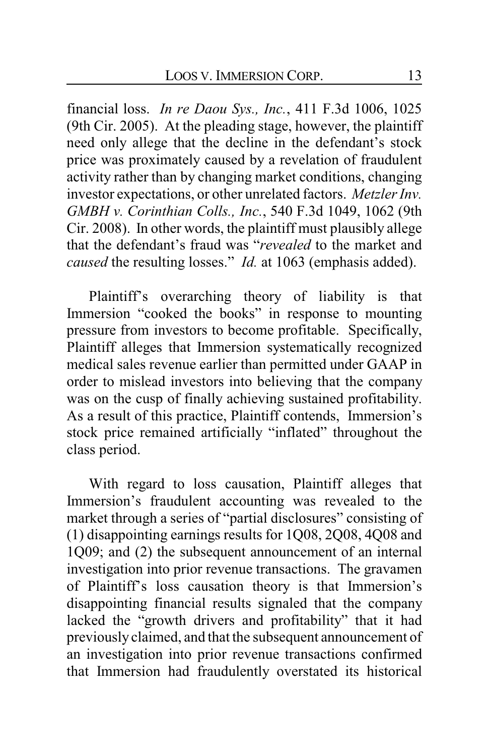financial loss. *In re Daou Sys., Inc.*, 411 F.3d 1006, 1025 (9th Cir. 2005). At the pleading stage, however, the plaintiff need only allege that the decline in the defendant's stock price was proximately caused by a revelation of fraudulent activity rather than by changing market conditions, changing investor expectations, or other unrelated factors. *Metzler Inv. GMBH v. Corinthian Colls., Inc.*, 540 F.3d 1049, 1062 (9th Cir. 2008). In other words, the plaintiff must plausibly allege that the defendant's fraud was "*revealed* to the market and *caused* the resulting losses." *Id.* at 1063 (emphasis added).

Plaintiff's overarching theory of liability is that Immersion "cooked the books" in response to mounting pressure from investors to become profitable. Specifically, Plaintiff alleges that Immersion systematically recognized medical sales revenue earlier than permitted under GAAP in order to mislead investors into believing that the company was on the cusp of finally achieving sustained profitability. As a result of this practice, Plaintiff contends, Immersion's stock price remained artificially "inflated" throughout the class period.

With regard to loss causation, Plaintiff alleges that Immersion's fraudulent accounting was revealed to the market through a series of "partial disclosures" consisting of (1) disappointing earnings results for 1Q08, 2Q08, 4Q08 and 1Q09; and (2) the subsequent announcement of an internal investigation into prior revenue transactions. The gravamen of Plaintiff's loss causation theory is that Immersion's disappointing financial results signaled that the company lacked the "growth drivers and profitability" that it had previously claimed, and that the subsequent announcement of an investigation into prior revenue transactions confirmed that Immersion had fraudulently overstated its historical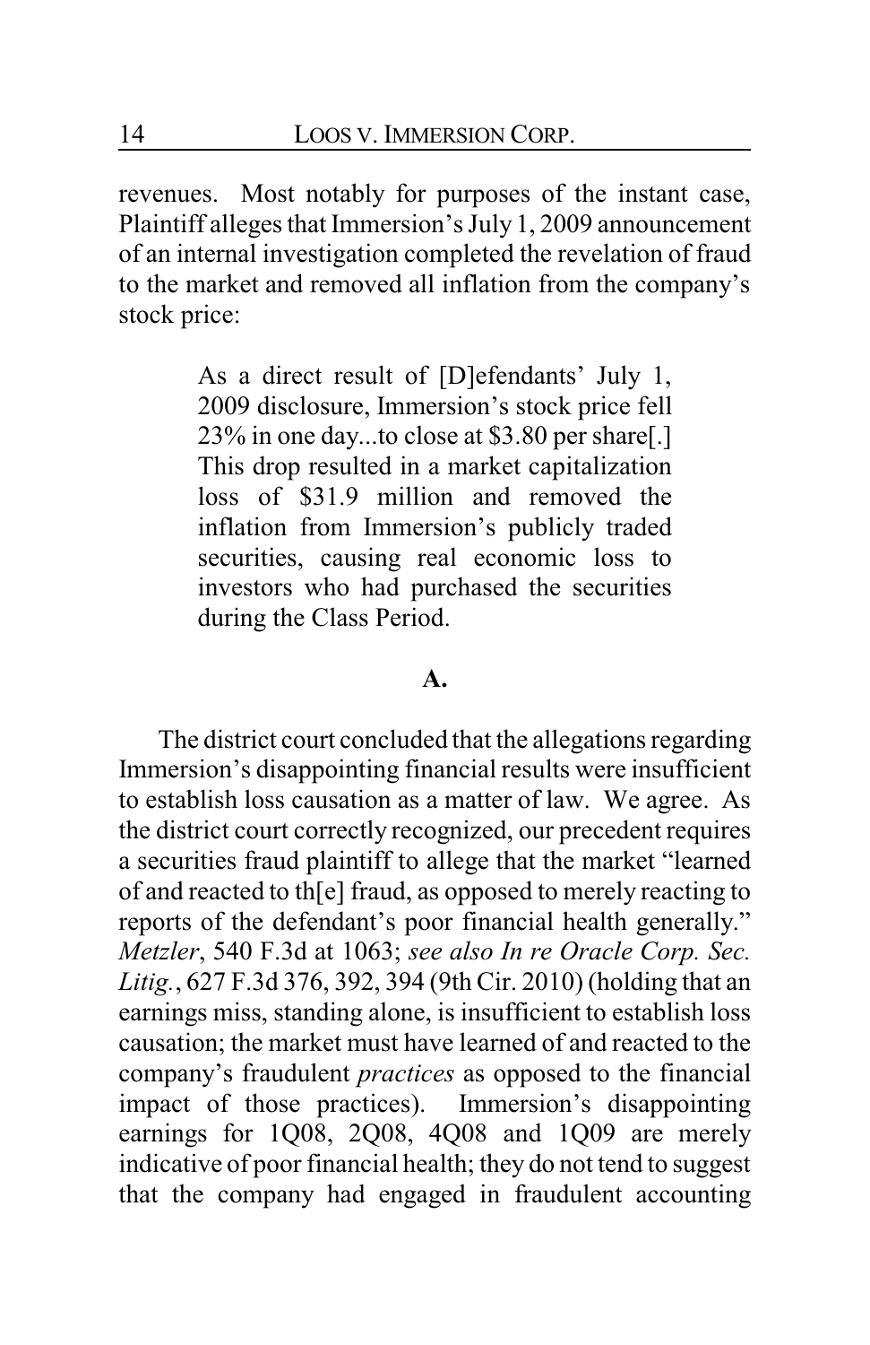revenues. Most notably for purposes of the instant case, Plaintiff alleges that Immersion's July 1, 2009 announcement of an internal investigation completed the revelation of fraud to the market and removed all inflation from the company's stock price:

> As a direct result of [D]efendants' July 1, 2009 disclosure, Immersion's stock price fell 23% in one day...to close at $3.80 per share[.] This drop resulted in a market capitalization loss of $31.9 million and removed the inflation from Immersion's publicly traded securities, causing real economic loss to investors who had purchased the securities during the Class Period.

### A.

The district court concluded that the allegations regarding Immersion's disappointing financial results were insufficient to establish loss causation as a matter of law. We agree. As the district court correctly recognized, our precedent requires a securities fraud plaintiff to allege that the market "learned of and reacted to th[e] fraud, as opposed to merely reacting to reports of the defendant's poor financial health generally." *Metzler*, 540 F.3d at 1063; *see also In re Oracle Corp. Sec. Litig.*, 627 F.3d 376, 392, 394 (9th Cir. 2010) (holding that an earnings miss, standing alone, is insufficient to establish loss causation; the market must have learned of and reacted to the company's fraudulent *practices* as opposed to the financial impact of those practices). Immersion's disappointing earnings for 1Q08, 2Q08, 4Q08 and 1Q09 are merely indicative of poor financial health; they do not tend to suggest that the company had engaged in fraudulent accounting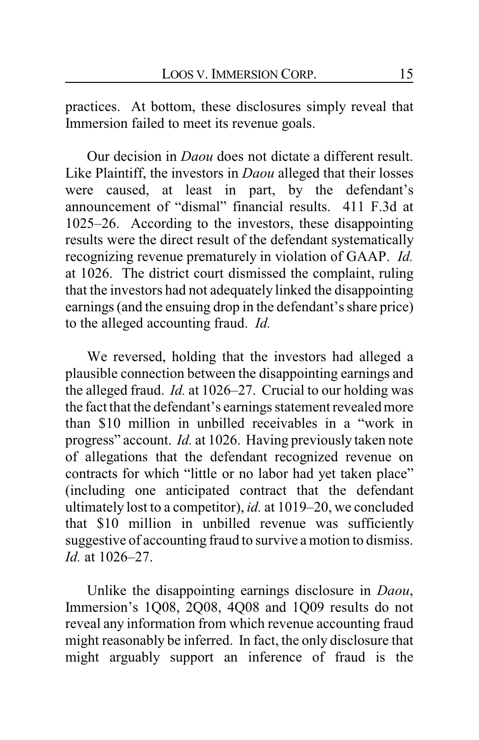practices. At bottom, these disclosures simply reveal that Immersion failed to meet its revenue goals.

Our decision in *Daou* does not dictate a different result. Like Plaintiff, the investors in *Daou* alleged that their losses were caused, at least in part, by the defendant's announcement of "dismal" financial results. 411 F.3d at 1025–26. According to the investors, these disappointing results were the direct result of the defendant systematically recognizing revenue prematurely in violation of GAAP. *Id.* at 1026. The district court dismissed the complaint, ruling that the investors had not adequately linked the disappointing earnings (and the ensuing drop in the defendant's share price) to the alleged accounting fraud. *Id.*

We reversed, holding that the investors had alleged a plausible connection between the disappointing earnings and the alleged fraud. *Id.* at 1026–27. Crucial to our holding was the fact that the defendant's earnings statement revealed more than $10 million in unbilled receivables in a "work in progress" account. *Id.* at 1026. Having previously taken note of allegations that the defendant recognized revenue on contracts for which "little or no labor had yet taken place" (including one anticipated contract that the defendant ultimately lost to a competitor), *id.* at 1019–20, we concluded that $10 million in unbilled revenue was sufficiently suggestive of accounting fraud to survive a motion to dismiss. *Id.* at 1026–27.

Unlike the disappointing earnings disclosure in *Daou*, Immersion's 1Q08, 2Q08, 4Q08 and 1Q09 results do not reveal any information from which revenue accounting fraud might reasonably be inferred. In fact, the only disclosure that might arguably support an inference of fraud is the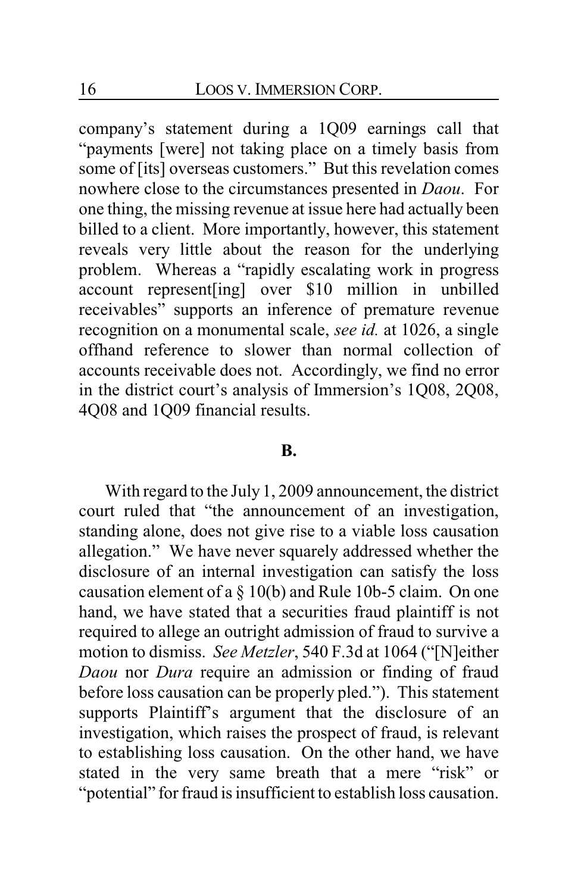company's statement during a 1Q09 earnings call that "payments [were] not taking place on a timely basis from some of [its] overseas customers." But this revelation comes nowhere close to the circumstances presented in *Daou*. For one thing, the missing revenue at issue here had actually been billed to a client. More importantly, however, this statement reveals very little about the reason for the underlying problem. Whereas a "rapidly escalating work in progress account represent[ing] over $10 million in unbilled receivables" supports an inference of premature revenue recognition on a monumental scale, *see id.* at 1026, a single offhand reference to slower than normal collection of accounts receivable does not. Accordingly, we find no error in the district court's analysis of Immersion's 1Q08, 2Q08, 4Q08 and 1Q09 financial results.

**B.**

With regard to the July 1, 2009 announcement, the district court ruled that "the announcement of an investigation, standing alone, does not give rise to a viable loss causation allegation." We have never squarely addressed whether the disclosure of an internal investigation can satisfy the loss causation element of a § 10(b) and Rule 10b-5 claim. On one hand, we have stated that a securities fraud plaintiff is not required to allege an outright admission of fraud to survive a motion to dismiss. *See Metzler*, 540 F.3d at 1064 ("[N]either *Daou* nor *Dura* require an admission or finding of fraud before loss causation can be properly pled."). This statement supports Plaintiff's argument that the disclosure of an investigation, which raises the prospect of fraud, is relevant to establishing loss causation. On the other hand, we have stated in the very same breath that a mere "risk" or "potential" for fraud is insufficient to establish loss causation.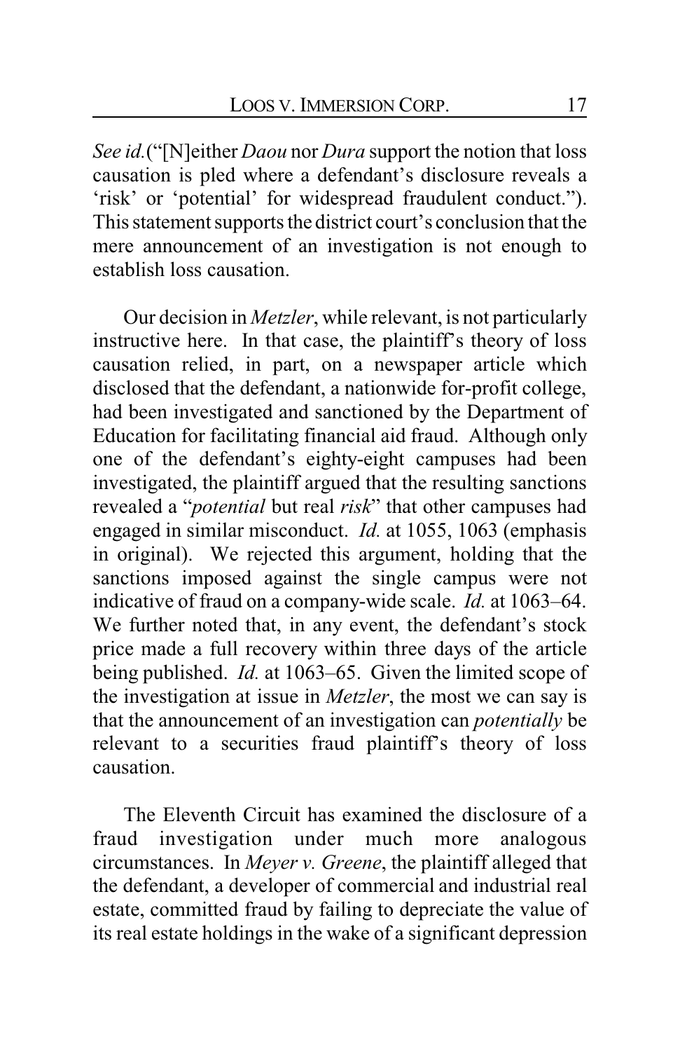*See id.*("[N]either *Daou* nor *Dura* support the notion that loss causation is pled where a defendant's disclosure reveals a 'risk' or 'potential' for widespread fraudulent conduct."). This statement supports the district court's conclusion that the mere announcement of an investigation is not enough to establish loss causation.

Our decision in *Metzler*, while relevant, is not particularly instructive here. In that case, the plaintiff's theory of loss causation relied, in part, on a newspaper article which disclosed that the defendant, a nationwide for-profit college, had been investigated and sanctioned by the Department of Education for facilitating financial aid fraud. Although only one of the defendant's eighty-eight campuses had been investigated, the plaintiff argued that the resulting sanctions revealed a "*potential* but real *risk*" that other campuses had engaged in similar misconduct. *Id.* at 1055, 1063 (emphasis in original). We rejected this argument, holding that the sanctions imposed against the single campus were not indicative of fraud on a company-wide scale. *Id.* at 1063–64. We further noted that, in any event, the defendant's stock price made a full recovery within three days of the article being published. *Id.* at 1063–65. Given the limited scope of the investigation at issue in *Metzler*, the most we can say is that the announcement of an investigation can *potentially* be relevant to a securities fraud plaintiff's theory of loss causation.

The Eleventh Circuit has examined the disclosure of a fraud investigation under much more analogous circumstances. In *Meyer v. Greene*, the plaintiff alleged that the defendant, a developer of commercial and industrial real estate, committed fraud by failing to depreciate the value of its real estate holdings in the wake of a significant depression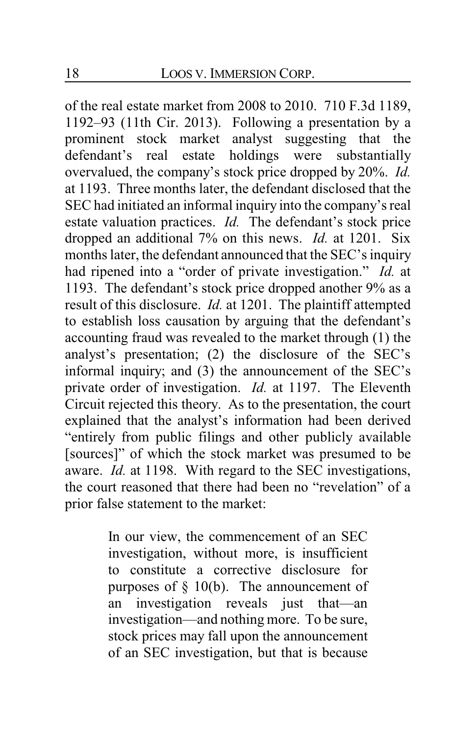of the real estate market from 2008 to 2010. 710 F.3d 1189, 1192–93 (11th Cir. 2013). Following a presentation by a prominent stock market analyst suggesting that the defendant's real estate holdings were substantially overvalued, the company's stock price dropped by 20%. *Id.* at 1193. Three months later, the defendant disclosed that the SEC had initiated an informal inquiry into the company's real estate valuation practices. *Id.* The defendant's stock price dropped an additional 7% on this news. *Id.* at 1201. Six months later, the defendant announced that the SEC's inquiry had ripened into a "order of private investigation." *Id.* at 1193. The defendant's stock price dropped another 9% as a result of this disclosure. *Id.* at 1201. The plaintiff attempted to establish loss causation by arguing that the defendant's accounting fraud was revealed to the market through (1) the analyst's presentation; (2) the disclosure of the SEC's informal inquiry; and (3) the announcement of the SEC's private order of investigation. *Id.* at 1197. The Eleventh Circuit rejected this theory. As to the presentation, the court explained that the analyst's information had been derived "entirely from public filings and other publicly available [sources]" of which the stock market was presumed to be aware. *Id.* at 1198. With regard to the SEC investigations, the court reasoned that there had been no "revelation" of a prior false statement to the market:

> In our view, the commencement of an SEC investigation, without more, is insufficient to constitute a corrective disclosure for purposes of § 10(b). The announcement of an investigation reveals just that—an investigation—and nothing more. To be sure, stock prices may fall upon the announcement of an SEC investigation, but that is because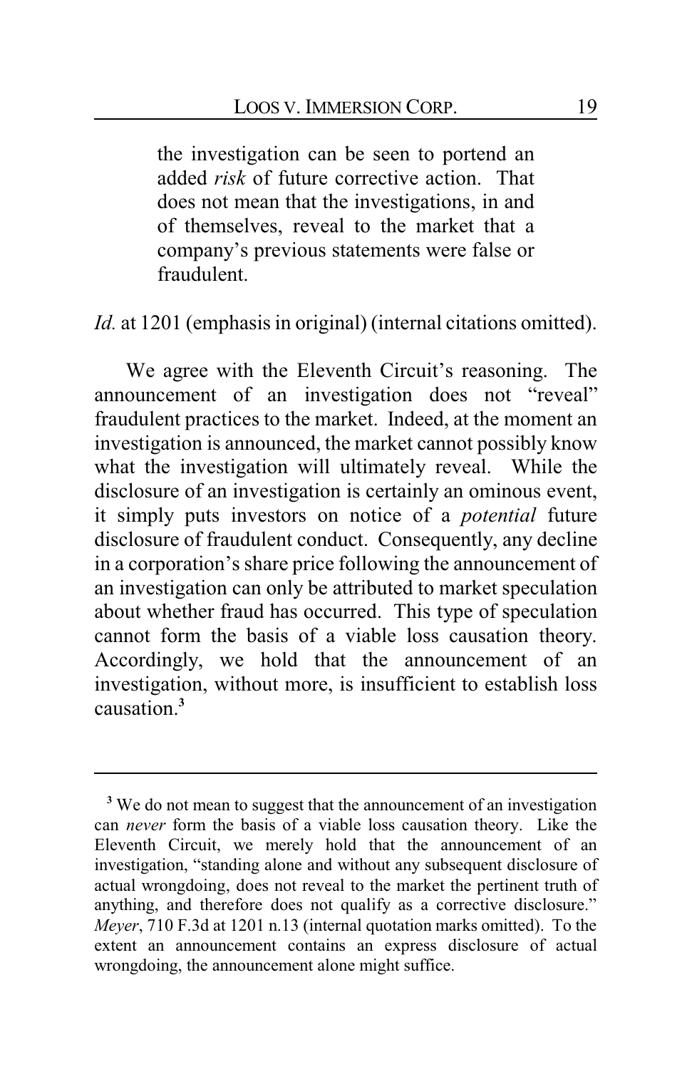> the investigation can be seen to portend an added *risk* of future corrective action. That does not mean that the investigations, in and of themselves, reveal to the market that a company's previous statements were false or fraudulent.

*Id.* at 1201 (emphasis in original) (internal citations omitted).

We agree with the Eleventh Circuit's reasoning. The announcement of an investigation does not "reveal" fraudulent practices to the market. Indeed, at the moment an investigation is announced, the market cannot possibly know what the investigation will ultimately reveal. While the disclosure of an investigation is certainly an ominous event, it simply puts investors on notice of a *potential* future disclosure of fraudulent conduct. Consequently, any decline in a corporation's share price following the announcement of an investigation can only be attributed to market speculation about whether fraud has occurred. This type of speculation cannot form the basis of a viable loss causation theory. Accordingly, we hold that the announcement of an investigation, without more, is insufficient to establish loss causation.[3]

---

[3] We do not mean to suggest that the announcement of an investigation can *never* form the basis of a viable loss causation theory. Like the Eleventh Circuit, we merely hold that the announcement of an investigation, "standing alone and without any subsequent disclosure of actual wrongdoing, does not reveal to the market the pertinent truth of anything, and therefore does not qualify as a corrective disclosure." *Meyer*, 710 F.3d at 1201 n.13 (internal quotation marks omitted). To the extent an announcement contains an express disclosure of actual wrongdoing, the announcement alone might suffice.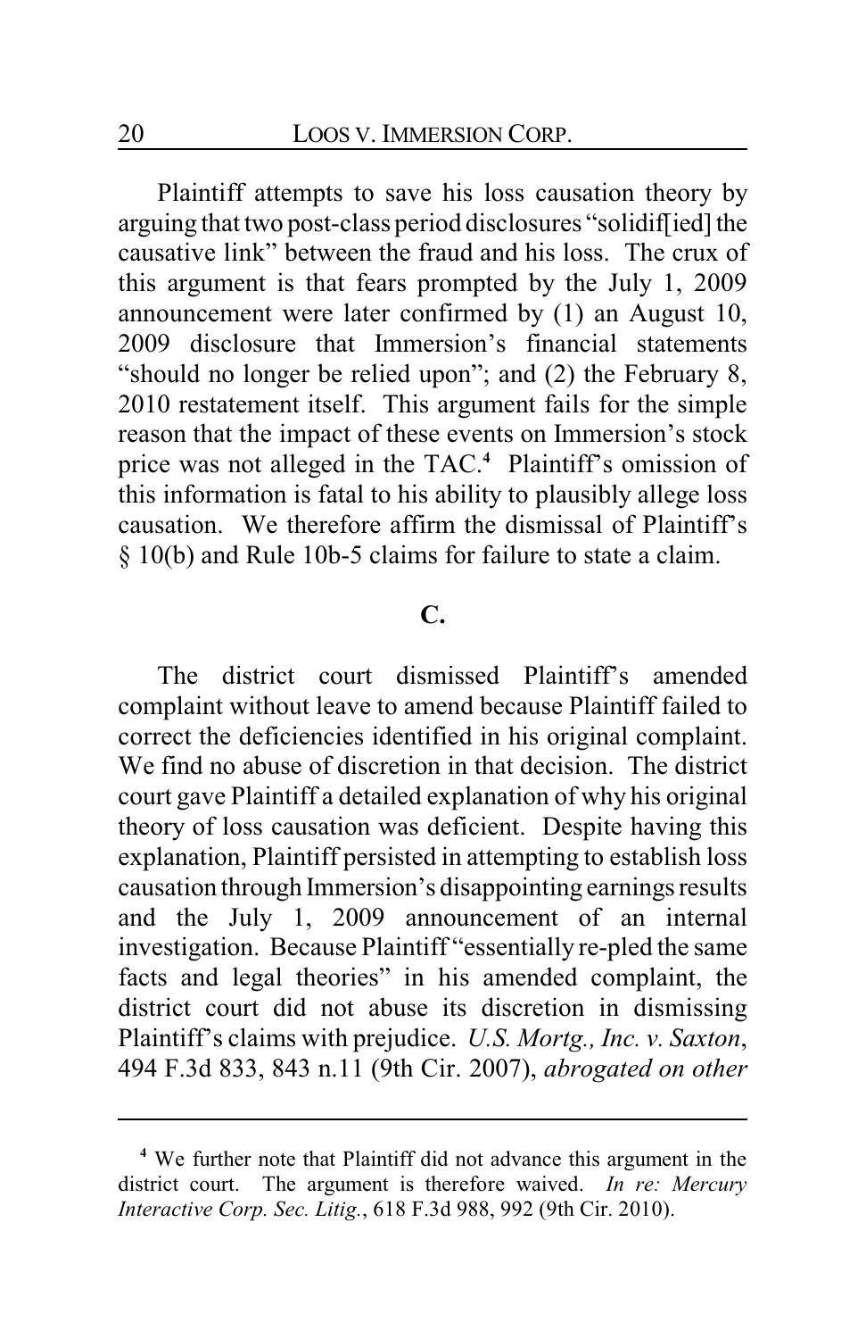Plaintiff attempts to save his loss causation theory by arguing that two post-class period disclosures "solidif[ied] the causative link" between the fraud and his loss. The crux of this argument is that fears prompted by the July 1, 2009 announcement were later confirmed by (1) an August 10, 2009 disclosure that Immersion's financial statements "should no longer be relied upon"; and (2) the February 8, 2010 restatement itself. This argument fails for the simple reason that the impact of these events on Immersion's stock price was not alleged in the TAC.[4] Plaintiff's omission of this information is fatal to his ability to plausibly allege loss causation. We therefore affirm the dismissal of Plaintiff's § 10(b) and Rule 10b-5 claims for failure to state a claim.

**C.**

The district court dismissed Plaintiff's amended complaint without leave to amend because Plaintiff failed to correct the deficiencies identified in his original complaint. We find no abuse of discretion in that decision. The district court gave Plaintiff a detailed explanation of why his original theory of loss causation was deficient. Despite having this explanation, Plaintiff persisted in attempting to establish loss causation through Immersion's disappointing earnings results and the July 1, 2009 announcement of an internal investigation. Because Plaintiff "essentially re-pled the same facts and legal theories" in his amended complaint, the district court did not abuse its discretion in dismissing Plaintiff's claims with prejudice. *U.S. Mortg., Inc. v. Saxton*, 494 F.3d 833, 843 n.11 (9th Cir. 2007), *abrogated on other*

---

[4] We further note that Plaintiff did not advance this argument in the district court. The argument is therefore waived. *In re: Mercury Interactive Corp. Sec. Litig.*, 618 F.3d 988, 992 (9th Cir. 2010).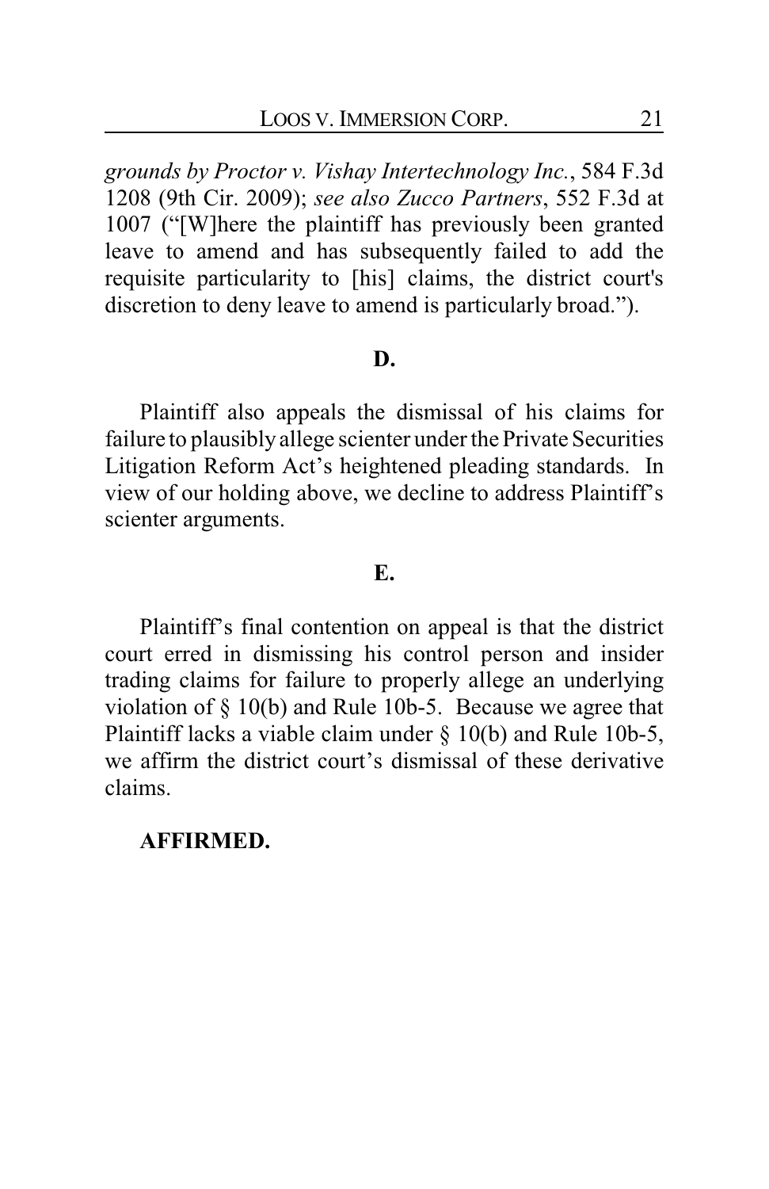*grounds by Proctor v. Vishay Intertechnology Inc.*, 584 F.3d 1208 (9th Cir. 2009); *see also Zucco Partners*, 552 F.3d at 1007 ("[W]here the plaintiff has previously been granted leave to amend and has subsequently failed to add the requisite particularity to [his] claims, the district court's discretion to deny leave to amend is particularly broad.").

### D.

Plaintiff also appeals the dismissal of his claims for failure to plausibly allege scienter under the Private Securities Litigation Reform Act's heightened pleading standards. In view of our holding above, we decline to address Plaintiff's scienter arguments.

### E.

Plaintiff's final contention on appeal is that the district court erred in dismissing his control person and insider trading claims for failure to properly allege an underlying violation of § 10(b) and Rule 10b-5. Because we agree that Plaintiff lacks a viable claim under § 10(b) and Rule 10b-5, we affirm the district court's dismissal of these derivative claims.

**AFFIRMED.**